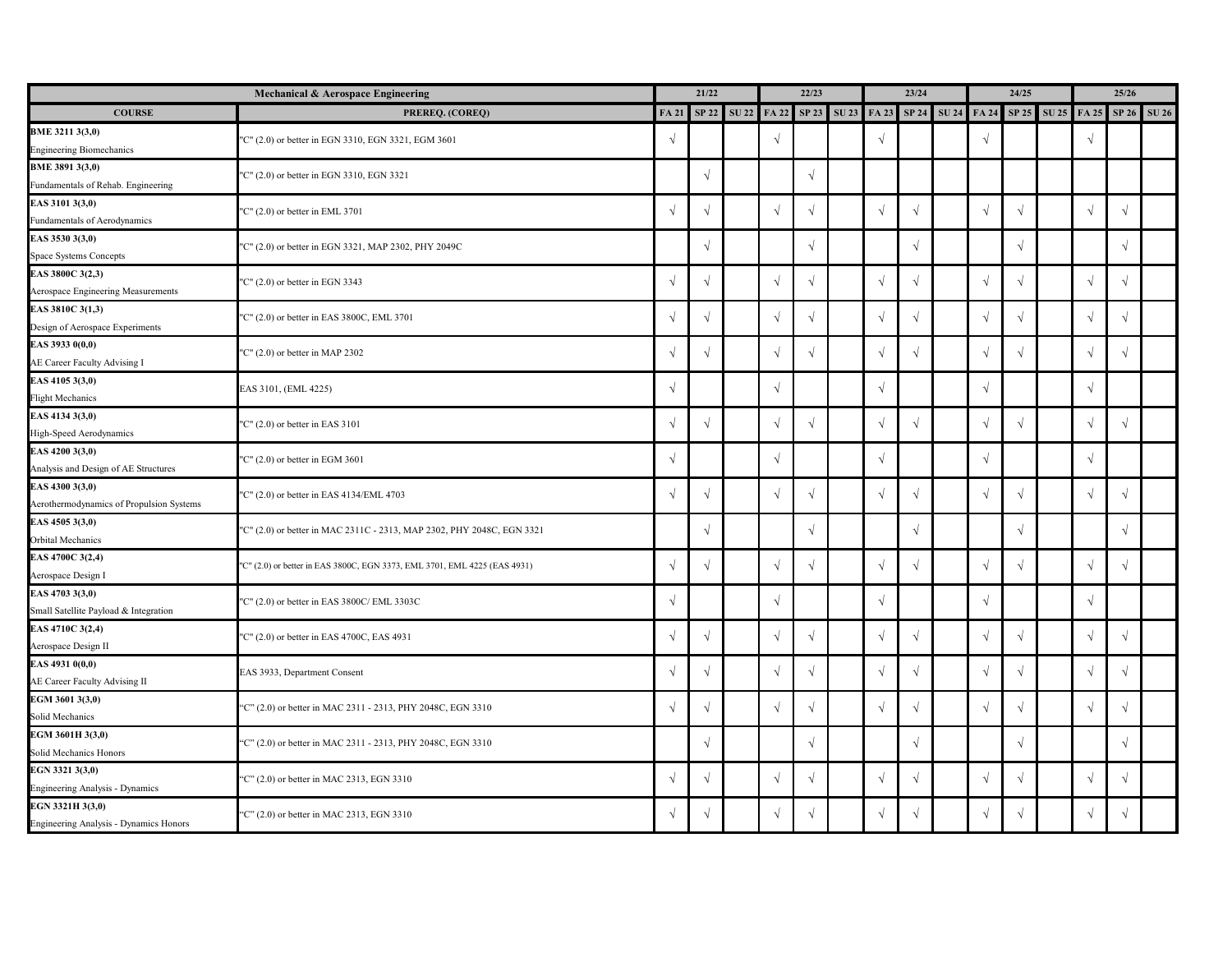| Mechanical & Aerospace Engineering | | 21/22 | | | 22/23 | | | 23/24 | | | 24/25 | | | 25/26 | | |
|---|---|---|---|---|---|---|---|---|---|---|---|---|---|---|---|---|
| **COURSE** | **PREREQ. (COREQ)** | **FA 21** | **SP 22** | **SU 22** | **FA 22** | **SP 23** | **SU 23** | **FA 23** | **SP 24** | **SU 24** | **FA 24** | **SP 25** | **SU 25** | **FA 25** | **SP 26** | **SU 26** |
| **BME 3211 3(3,0)** Engineering Biomechanics | "C" (2.0) or better in EGN 3310, EGN 3321, EGM 3601 | √ | | | √ | | | √ | | | √ | | | √ | | |
| **BME 3891 3(3,0)** Fundamentals of Rehab. Engineering | "C" (2.0) or better in EGN 3310, EGN 3321 | | √ | | | √ | | | | | | | | | | |
| **EAS 3101 3(3,0)** Fundamentals of Aerodynamics | "C" (2.0) or better in EML 3701 | √ | √ | | √ | √ | | √ | √ | | √ | √ | | √ | √ | |
| **EAS 3530 3(3,0)** Space Systems Concepts | "C" (2.0) or better in EGN 3321, MAP 2302, PHY 2049C | | √ | | | √ | | | √ | | | √ | | | √ | |
| **EAS 3800C 3(2,3)** Aerospace Engineering Measurements | "C" (2.0) or better in EGN 3343 | √ | √ | | √ | √ | | √ | √ | | √ | √ | | √ | √ | |
| **EAS 3810C 3(1,3)** Design of Aerospace Experiments | "C" (2.0) or better in EAS 3800C, EML 3701 | √ | √ | | √ | √ | | √ | √ | | √ | √ | | √ | √ | |
| **EAS 3933 0(0,0)** AE Career Faculty Advising I | "C" (2.0) or better in MAP 2302 | √ | √ | | √ | √ | | √ | √ | | √ | √ | | √ | √ | |
| **EAS 4105 3(3,0)** Flight Mechanics | EAS 3101, (EML 4225) | √ | | | √ | | | √ | | | √ | | | √ | | |
| **EAS 4134 3(3,0)** High-Speed Aerodynamics | "C" (2.0) or better in EAS 3101 | √ | √ | | √ | √ | | √ | √ | | √ | √ | | √ | √ | |
| **EAS 4200 3(3,0)** Analysis and Design of AE Structures | "C" (2.0) or better in EGM 3601 | √ | | | √ | | | √ | | | √ | | | √ | | |
| **EAS 4300 3(3,0)** Aerothermodynamics of Propulsion Systems | "C" (2.0) or better in EAS 4134/EML 4703 | √ | √ | | √ | √ | | √ | √ | | √ | √ | | √ | √ | |
| **EAS 4505 3(3,0)** Orbital Mechanics | "C" (2.0) or better in MAC 2311C - 2313, MAP 2302, PHY 2048C, EGN 3321 | | √ | | | √ | | | √ | | | √ | | | √ | |
| **EAS 4700C 3(2,4)** Aerospace Design I | "C" (2.0) or better in EAS 3800C, EGN 3373, EML 3701, EML 4225 (EAS 4931) | √ | √ | | √ | √ | | √ | √ | | √ | √ | | √ | √ | |
| **EAS 4703 3(3,0)** Small Satellite Payload & Integration | "C" (2.0) or better in EAS 3800C/ EML 3303C | √ | | | √ | | | √ | | | √ | | | √ | | |
| **EAS 4710C 3(2,4)** Aerospace Design II | "C" (2.0) or better in EAS 4700C, EAS 4931 | √ | √ | | √ | √ | | √ | √ | | √ | √ | | √ | √ | |
| **EAS 4931 0(0,0)** AE Career Faculty Advising II | EAS 3933, Department Consent | √ | √ | | √ | √ | | √ | √ | | √ | √ | | √ | √ | |
| **EGM 3601 3(3,0)** Solid Mechanics | "C" (2.0) or better in MAC 2311 - 2313, PHY 2048C, EGN 3310 | √ | √ | | √ | √ | | √ | √ | | √ | √ | | √ | √ | |
| **EGM 3601H 3(3,0)** Solid Mechanics Honors | "C" (2.0) or better in MAC 2311 - 2313, PHY 2048C, EGN 3310 | | √ | | | √ | | | √ | | | √ | | | √ | |
| **EGN 3321 3(3,0)** Engineering Analysis - Dynamics | "C" (2.0) or better in MAC 2313, EGN 3310 | √ | √ | | √ | √ | | √ | √ | | √ | √ | | √ | √ | |
| **EGN 3321H 3(3,0)** Engineering Analysis - Dynamics Honors | "C" (2.0) or better in MAC 2313, EGN 3310 | √ | √ | | √ | √ | | √ | √ | | √ | √ | | √ | √ | |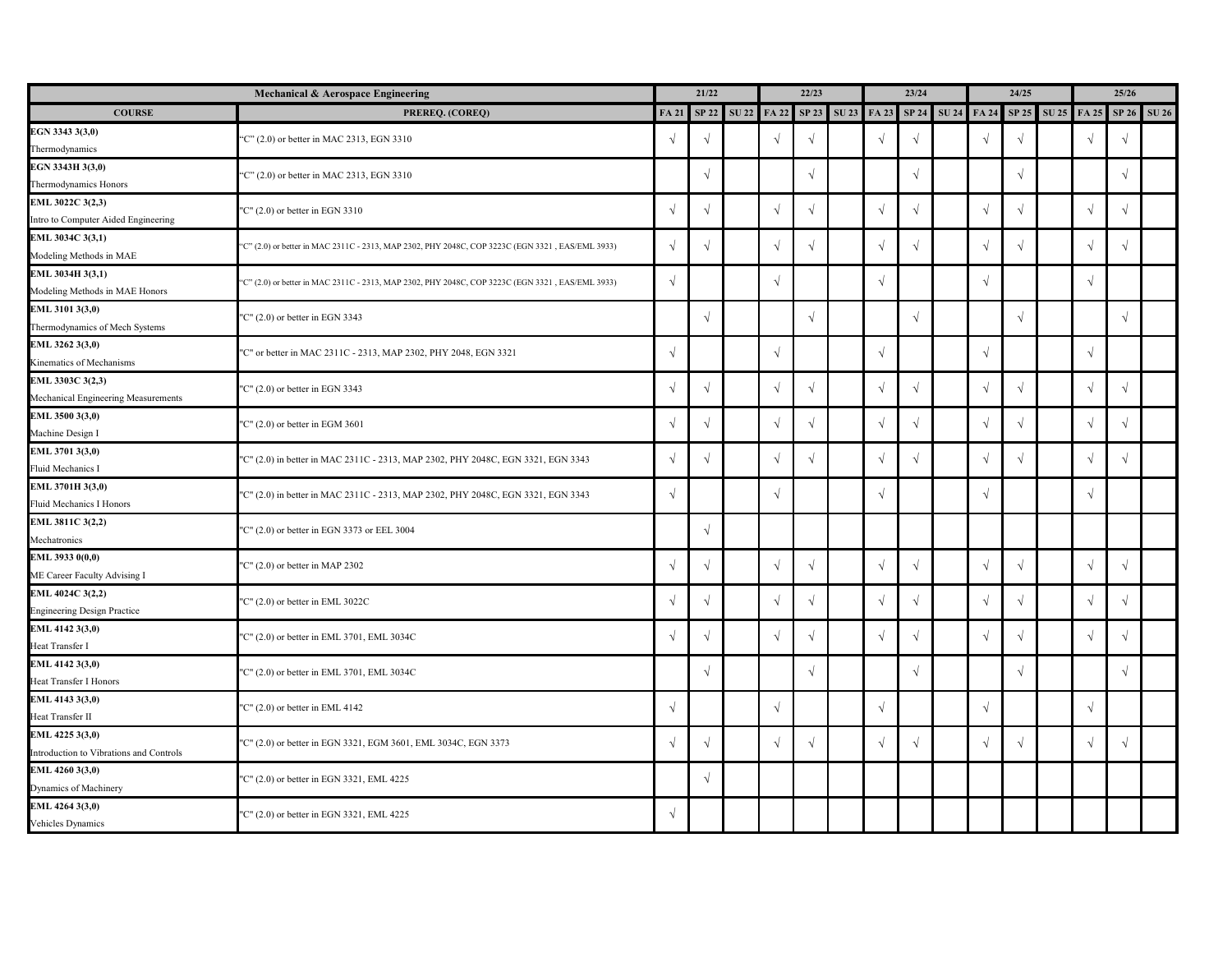| Mechanical & Aerospace Engineering | | 21/22 | | | 22/23 | | | 23/24 | | | 24/25 | | | 25/26 | | |
|---|---|---|---|---|---|---|---|---|---|---|---|---|---|---|---|---|
| **COURSE** | **PREREQ. (COREQ)** | **FA 21** | **SP 22** | **SU 22** | **FA 22** | **SP 23** | **SU 23** | **FA 23** | **SP 24** | **SU 24** | **FA 24** | **SP 25** | **SU 25** | **FA 25** | **SP 26** | **SU 26** |
| **EGN 3343 3(3,0)** Thermodynamics | "C" (2.0) or better in MAC 2313, EGN 3310 | √ | √ | | √ | √ | | √ | √ | | √ | √ | | √ | √ | |
| **EGN 3343H 3(3,0)** Thermodynamics Honors | "C" (2.0) or better in MAC 2313, EGN 3310 | | √ | | | √ | | | √ | | | √ | | | √ | |
| **EML 3022C 3(2,3)** Intro to Computer Aided Engineering | "C" (2.0) or better in EGN 3310 | √ | √ | | √ | √ | | √ | √ | | √ | √ | | √ | √ | |
| **EML 3034C 3(3,1)** Modeling Methods in MAE | "C" (2.0) or better in MAC 2311C - 2313, MAP 2302, PHY 2048C, COP 3223C (EGN 3321 , EAS/EML 3933) | √ | √ | | √ | √ | | √ | √ | | √ | √ | | √ | √ | |
| **EML 3034H 3(3,1)** Modeling Methods in MAE Honors | "C" (2.0) or better in MAC 2311C - 2313, MAP 2302, PHY 2048C, COP 3223C (EGN 3321 , EAS/EML 3933) | √ | | | √ | | | √ | | | √ | | | √ | | |
| **EML 3101 3(3,0)** Thermodynamics of Mech Systems | "C" (2.0) or better in EGN 3343 | | √ | | | √ | | | √ | | | √ | | | √ | |
| **EML 3262 3(3,0)** Kinematics of Mechanisms | "C" or better in MAC 2311C - 2313, MAP 2302, PHY 2048, EGN 3321 | √ | | | √ | | | √ | | | √ | | | √ | | |
| **EML 3303C 3(2,3)** Mechanical Engineering Measurements | "C" (2.0) or better in EGN 3343 | √ | √ | | √ | √ | | √ | √ | | √ | √ | | √ | √ | |
| **EML 3500 3(3,0)** Machine Design I | "C" (2.0) or better in EGM 3601 | √ | √ | | √ | √ | | √ | √ | | √ | √ | | √ | √ | |
| **EML 3701 3(3,0)** Fluid Mechanics I | "C" (2.0) in better in MAC 2311C - 2313, MAP 2302, PHY 2048C, EGN 3321, EGN 3343 | √ | √ | | √ | √ | | √ | √ | | √ | √ | | √ | √ | |
| **EML 3701H 3(3,0)** Fluid Mechanics I Honors | "C" (2.0) in better in MAC 2311C - 2313, MAP 2302, PHY 2048C, EGN 3321, EGN 3343 | √ | | | √ | | | √ | | | √ | | | √ | | |
| **EML 3811C 3(2,2)** Mechatronics | "C" (2.0) or better in EGN 3373 or EEL 3004 | | √ | | | | | | | | | | | | | |
| **EML 3933 0(0,0)** ME Career Faculty Advising I | "C" (2.0) or better in MAP 2302 | √ | √ | | √ | √ | | √ | √ | | √ | √ | | √ | √ | |
| **EML 4024C 3(2,2)** Engineering Design Practice | "C" (2.0) or better in EML 3022C | √ | √ | | √ | √ | | √ | √ | | √ | √ | | √ | √ | |
| **EML 4142 3(3,0)** Heat Transfer I | "C" (2.0) or better in EML 3701, EML 3034C | √ | √ | | √ | √ | | √ | √ | | √ | √ | | √ | √ | |
| **EML 4142 3(3,0)** Heat Transfer I Honors | "C" (2.0) or better in EML 3701, EML 3034C | | √ | | | √ | | | √ | | | √ | | | √ | |
| **EML 4143 3(3,0)** Heat Transfer II | "C" (2.0) or better in EML 4142 | √ | | | √ | | | √ | | | √ | | | √ | | |
| **EML 4225 3(3,0)** Introduction to Vibrations and Controls | "C" (2.0) or better in EGN 3321, EGM 3601, EML 3034C, EGN 3373 | √ | √ | | √ | √ | | √ | √ | | √ | √ | | √ | √ | |
| **EML 4260 3(3,0)** Dynamics of Machinery | "C" (2.0) or better in EGN 3321, EML 4225 | | √ | | | | | | | | | | | | | |
| **EML 4264 3(3,0)** Vehicles Dynamics | "C" (2.0) or better in EGN 3321, EML 4225 | √ | | | | | | | | | | | | | | |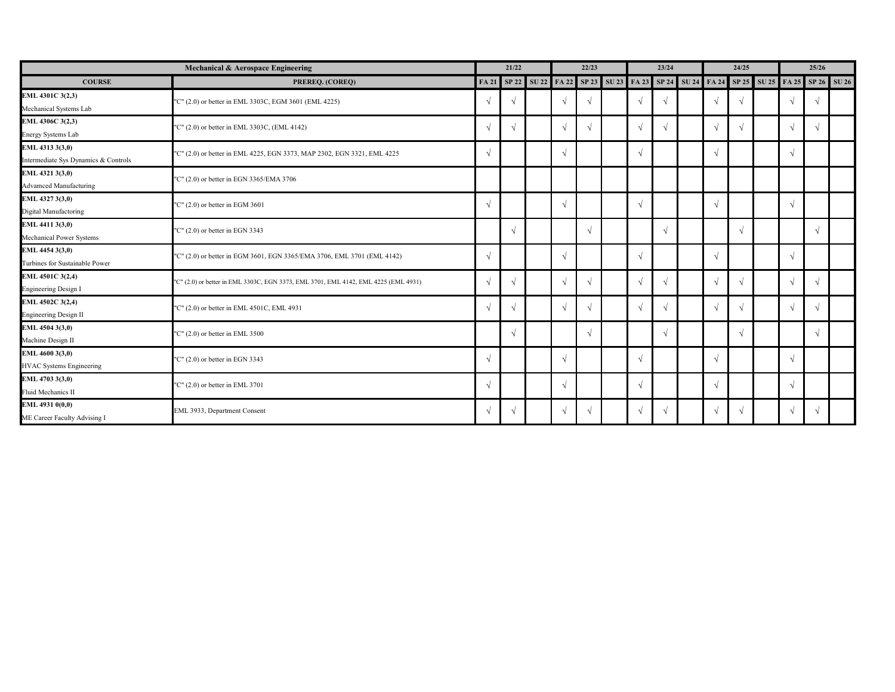| Mechanical & Aerospace Engineering | | 21/22 | | | 22/23 | | | 23/24 | | | 24/25 | | | 25/26 | | |
|---|---|---|---|---|---|---|---|---|---|---|---|---|---|---|---|---|
| **COURSE** | **PREREQ. (COREQ)** | **FA 21** | **SP 22** | **SU 22** | **FA 22** | **SP 23** | **SU 23** | **FA 23** | **SP 24** | **SU 24** | **FA 24** | **SP 25** | **SU 25** | **FA 25** | **SP 26** | **SU 26** |
| **EML 4301C 3(2,3)** Mechanical Systems Lab | "C" (2.0) or better in EML 3303C, EGM 3601 (EML 4225) | √ | √ | | √ | √ | | √ | √ | | √ | √ | | √ | √ | |
| **EML 4306C 3(2,3)** Energy Systems Lab | "C" (2.0) or better in EML 3303C, (EML 4142) | √ | √ | | √ | √ | | √ | √ | | √ | √ | | √ | √ | |
| **EML 4313 3(3,0)** Intermediate Sys Dynamics & Controls | "C" (2.0) or better in EML 4225, EGN 3373, MAP 2302, EGN 3321, EML 4225 | √ | | | √ | | | √ | | | √ | | | √ | | |
| **EML 4321 3(3,0)** Advamced Manufacturing | "C" (2.0) or better in EGN 3365/EMA 3706 | | | | | | | | | | | | | | | |
| **EML 4327 3(3,0)** Digital Manufactoring | "C" (2.0) or better in EGM 3601 | √ | | | √ | | | √ | | | √ | | | √ | | |
| **EML 4411 3(3,0)** Mechanical Power Systems | "C" (2.0) or better in EGN 3343 | | √ | | | √ | | | √ | | | √ | | | √ | |
| **EML 4454 3(3,0)** Turbines for Sustainable Power | "C" (2.0) or better in EGM 3601, EGN 3365/EMA 3706, EML 3701 (EML 4142) | √ | | | √ | | | √ | | | √ | | | √ | | |
| **EML 4501C 3(2,4)** Engineering Design I | "C" (2.0) or better in EML 3303C, EGN 3373, EML 3701, EML 4142, EML 4225 (EML 4931) | √ | √ | | √ | √ | | √ | √ | | √ | √ | | √ | √ | |
| **EML 4502C 3(2,4)** Engineering Design II | "C" (2.0) or better in EML 4501C, EML 4931 | √ | √ | | √ | √ | | √ | √ | | √ | √ | | √ | √ | |
| **EML 4504 3(3,0)** Machine Design II | "C" (2.0) or better in EML 3500 | | √ | | | √ | | | √ | | | √ | | | √ | |
| **EML 4600 3(3,0)** HVAC Systems Engineering | "C" (2.0) or better in EGN 3343 | √ | | | √ | | | √ | | | √ | | | √ | | |
| **EML 4703 3(3,0)** Fluid Mechanics II | "C" (2.0) or better in EML 3701 | √ | | | √ | | | √ | | | √ | | | √ | | |
| **EML 4931 0(0,0)** ME Career Faculty Advising I | EML 3933, Department Consent | √ | √ | | √ | √ | | √ | √ | | √ | √ | | √ | √ | |